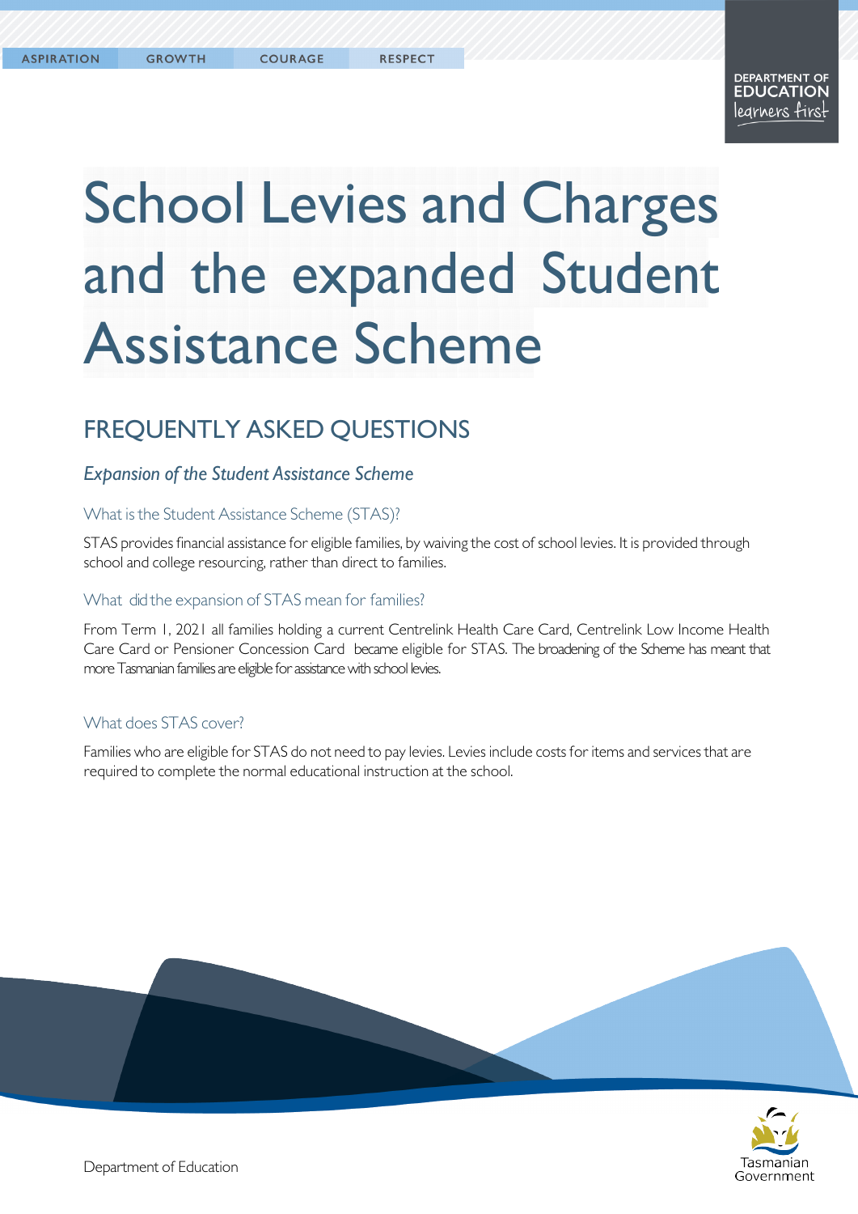ASPIRATION GROWTH COURAGE RESPECT

DEPARTMENT OF EDUCATION learners first

# School Levies and Charges and the expanded Student Assistance Scheme

## FREQUENTLY ASKED QUESTIONS

### *Expansion of the Student Assistance Scheme*

#### What is the Student Assistance Scheme (STAS)?

STAS provides financial assistance for eligible families, by waiving the cost of school levies. It is provided through school and college resourcing, rather than direct to families.

#### What did the expansion of STAS mean for families?

From Term 1, 2021 all families holding a current Centrelink Health Care Card, Centrelink Low Income Health Care Card or Pensioner Concession Card became eligible for STAS. The broadening of the Scheme has meant that more Tasmanian families are eligible for assistance with school levies.

#### What does STAS cover?

Families who are eligible for STAS do not need to pay levies. Levies include costs for items and services that are required to complete the normal educational instruction at the school.

Department of Education

Tasmanian Government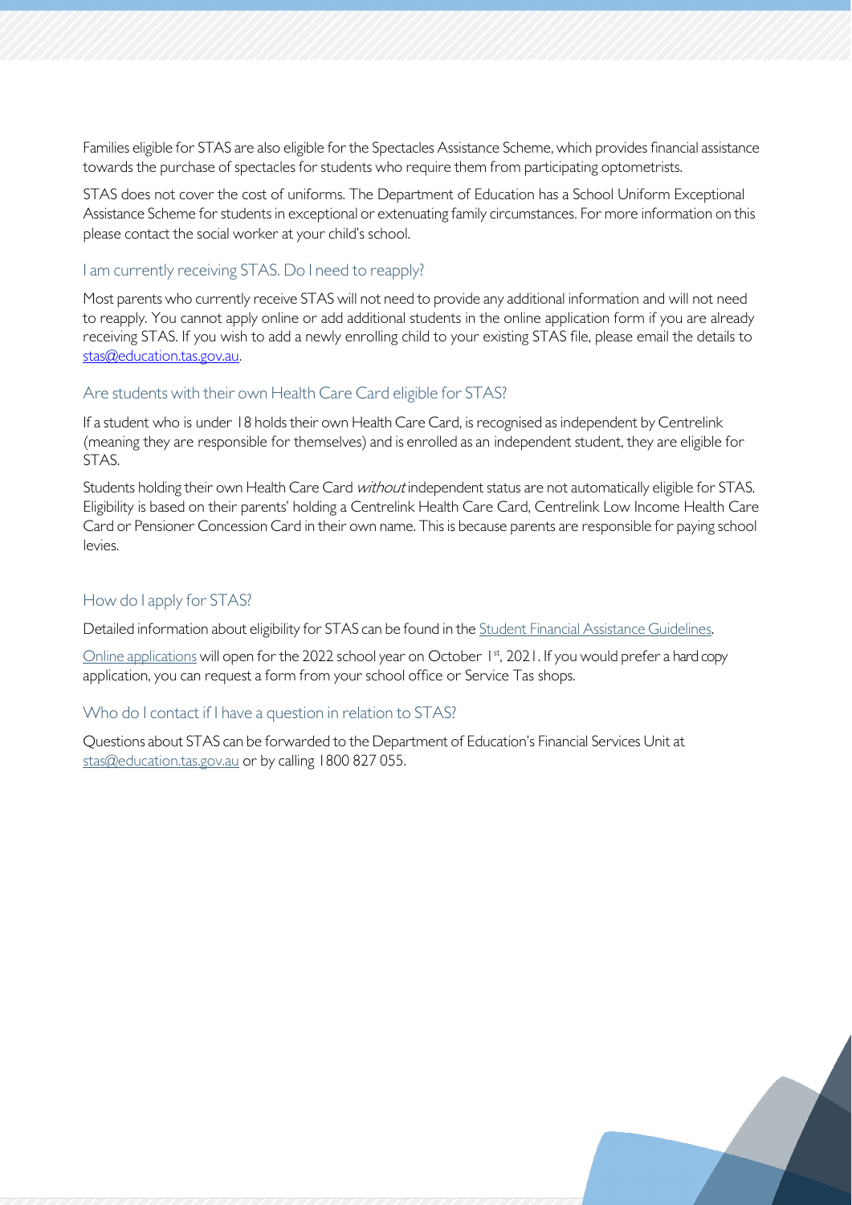Families eligible for STAS are also eligible for the Spectacles Assistance Scheme, which provides financial assistance towards the purchase of spectacles for students who require them from participating optometrists.

STAS does not cover the cost of uniforms. The Department of Education has a School Uniform Exceptional Assistance Scheme for students in exceptional or extenuating family circumstances. For more information on this please contact the social worker at your child's school.

## I am currently receiving STAS. Do I need to reapply?

Most parents who currently receive STAS will not need to provide any additional information and will not need to reapply. You cannot apply online or add additional students in the online application form if you are already receiving STAS. If you wish to add a newly enrolling child to your existing STAS file, please email the details to stas@education.tas.gov.au.

## Are students with their own Health Care Card eligible for STAS?

If a student who is under 18 holds their own Health Care Card, is recognised as independent by Centrelink (meaning they are responsible for themselves) and is enrolled as an independent student, they are eligible for STAS.

Students holding their own Health Care Card *without* independent status are not automatically eligible for STAS. Eligibility is based on their parents' holding a Centrelink Health Care Card, Centrelink Low Income Health Care Card or Pensioner Concession Card in their own name. This is because parents are responsible for paying school levies.

## How do I apply for STAS?

Detailed information about eligibility for STAS can be found in the Student Financial Assistance Guidelines.

Online applications will open for the 2022 school year on October 1st, 2021. If you would prefer a hard copy application, you can request a form from your school office or Service Tas shops.

## Who do I contact if I have a question in relation to STAS?

Questions about STAS can be forwarded to the Department of Education's Financial Services Unit at stas@education.tas.gov.au or by calling 1800 827 055.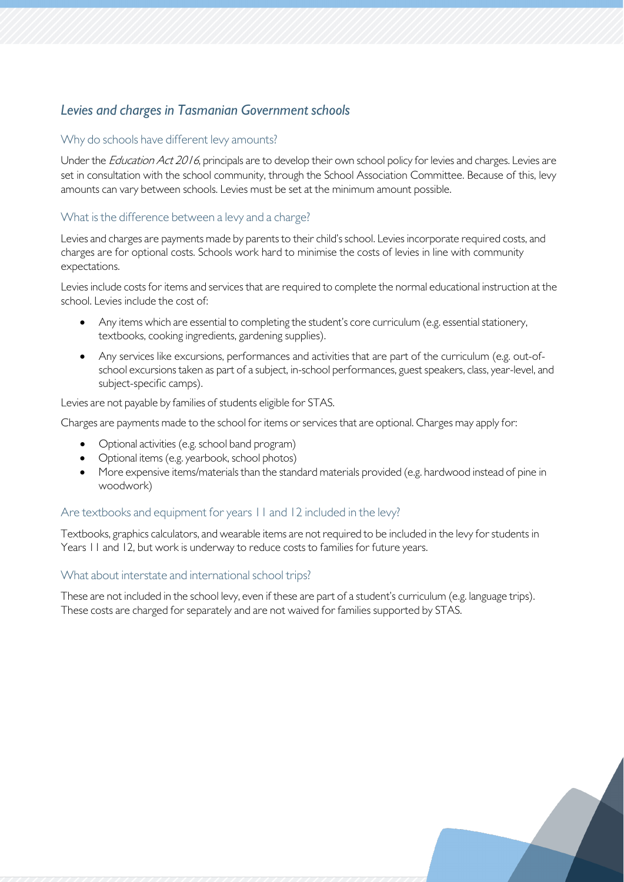## *Levies and charges in Tasmanian Government schools*

### Why do schools have different levy amounts?

Under the *Education Act 2016*, principals are to develop their own school policy for levies and charges. Levies are set in consultation with the school community, through the School Association Committee. Because of this, levy amounts can vary between schools. Levies must be set at the minimum amount possible.

### What is the difference between a levy and a charge?

Levies and charges are payments made by parents to their child's school. Levies incorporate required costs, and charges are for optional costs. Schools work hard to minimise the costs of levies in line with community expectations.

Levies include costs for items and services that are required to complete the normal educational instruction at the school. Levies include the cost of:

- Any items which are essential to completing the student's core curriculum (e.g. essential stationery, textbooks, cooking ingredients, gardening supplies).
- Any services like excursions, performances and activities that are part of the curriculum (e.g. out-of-school excursions taken as part of a subject, in-school performances, guest speakers, class, year-level, and subject-specific camps).

Levies are not payable by families of students eligible for STAS.

Charges are payments made to the school for items or services that are optional. Charges may apply for:

- Optional activities (e.g. school band program)
- Optional items (e.g. yearbook, school photos)
- More expensive items/materials than the standard materials provided (e.g. hardwood instead of pine in woodwork)

### Are textbooks and equipment for years 11 and 12 included in the levy?

Textbooks, graphics calculators, and wearable items are not required to be included in the levy for students in Years 11 and 12, but work is underway to reduce costs to families for future years.

### What about interstate and international school trips?

These are not included in the school levy, even if these are part of a student's curriculum (e.g. language trips). These costs are charged for separately and are not waived for families supported by STAS.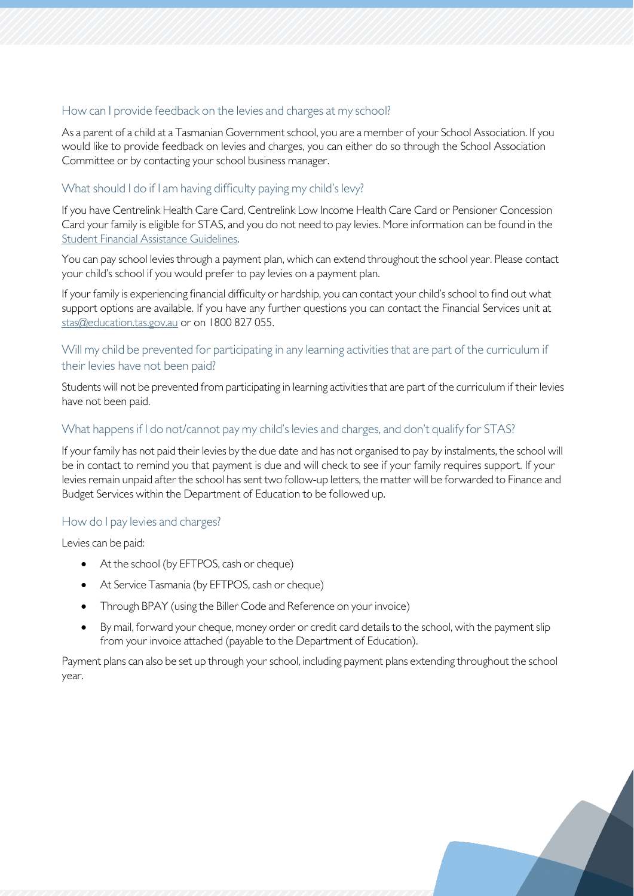## How can I provide feedback on the levies and charges at my school?

As a parent of a child at a Tasmanian Government school, you are a member of your School Association. If you would like to provide feedback on levies and charges, you can either do so through the School Association Committee or by contacting your school business manager.

## What should I do if I am having difficulty paying my child's levy?

If you have Centrelink Health Care Card, Centrelink Low Income Health Care Card or Pensioner Concession Card your family is eligible for STAS, and you do not need to pay levies. More information can be found in the Student Financial Assistance Guidelines.

You can pay school levies through a payment plan, which can extend throughout the school year. Please contact your child's school if you would prefer to pay levies on a payment plan.

If your family is experiencing financial difficulty or hardship, you can contact your child's school to find out what support options are available. If you have any further questions you can contact the Financial Services unit at stas@education.tas.gov.au or on 1800 827 055.

## Will my child be prevented for participating in any learning activities that are part of the curriculum if their levies have not been paid?

Students will not be prevented from participating in learning activities that are part of the curriculum if their levies have not been paid.

## What happens if I do not/cannot pay my child's levies and charges, and don't qualify for STAS?

If your family has not paid their levies by the due date and has not organised to pay by instalments, the school will be in contact to remind you that payment is due and will check to see if your family requires support. If your levies remain unpaid after the school has sent two follow-up letters, the matter will be forwarded to Finance and Budget Services within the Department of Education to be followed up.

## How do I pay levies and charges?

Levies can be paid:

- At the school (by EFTPOS, cash or cheque)
- At Service Tasmania (by EFTPOS, cash or cheque)
- Through BPAY (using the Biller Code and Reference on your invoice)
- By mail, forward your cheque, money order or credit card details to the school, with the payment slip from your invoice attached (payable to the Department of Education).

Payment plans can also be set up through your school, including payment plans extending throughout the school year.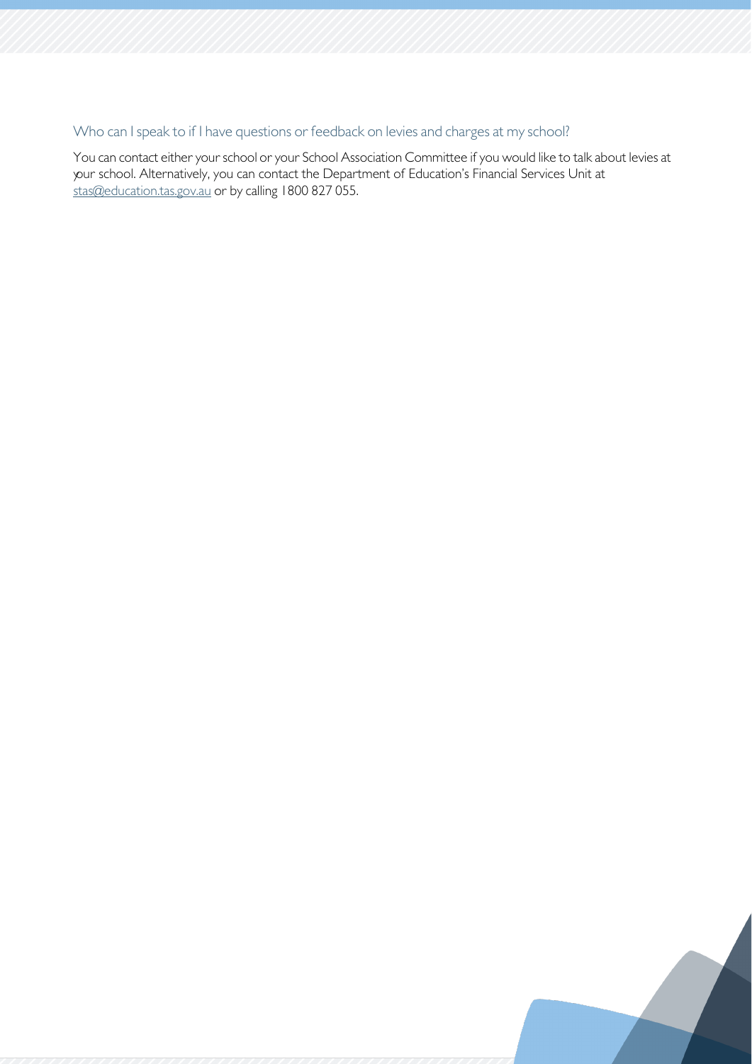### Who can I speak to if I have questions or feedback on levies and charges at my school?

You can contact either your school or your School Association Committee if you would like to talk about levies at your school. Alternatively, you can contact the Department of Education's Financial Services Unit at stas@education.tas.gov.au or by calling 1800 827 055.